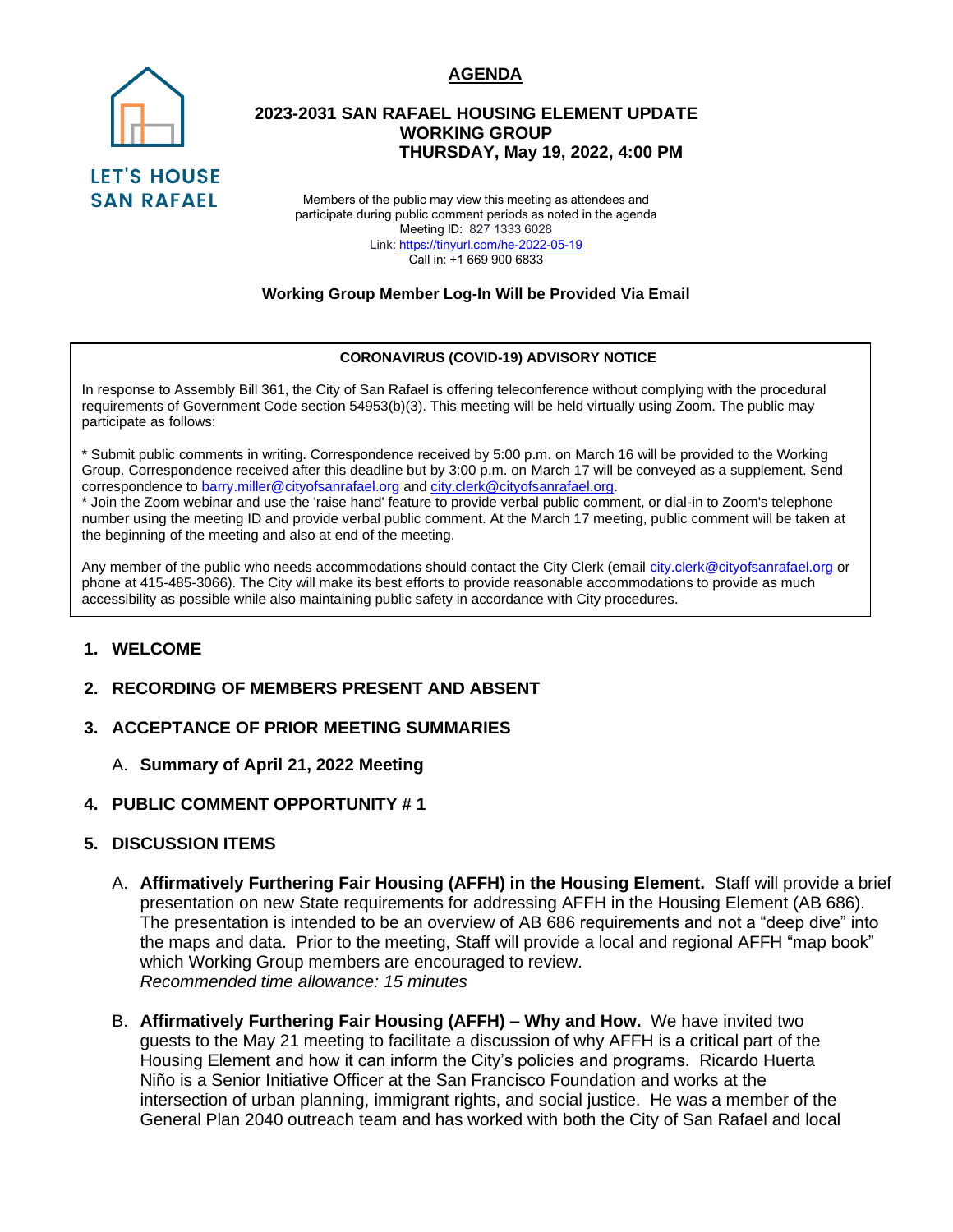LET'S HOUSE SAN RAFAEL

# AGENDA

## 2023-2031 SAN RAFAEL HOUSING ELEMENT UPDATE WORKING GROUP THURSDAY, May 19, 2022, 4:00 PM

Members of the public may view this meeting as attendees and participate during public comment periods as noted in the agenda
Meeting ID: 827 1333 6028
Link: https://tinyurl.com/he-2022-05-19
Call in: +1 669 900 6833

**Working Group Member Log-In Will be Provided Via Email**

**CORONAVIRUS (COVID-19) ADVISORY NOTICE**

In response to Assembly Bill 361, the City of San Rafael is offering teleconference without complying with the procedural requirements of Government Code section 54953(b)(3). This meeting will be held virtually using Zoom. The public may participate as follows:

* Submit public comments in writing. Correspondence received by 5:00 p.m. on March 16 will be provided to the Working Group. Correspondence received after this deadline but by 3:00 p.m. on March 17 will be conveyed as a supplement. Send correspondence to barry.miller@cityofsanrafael.org and city.clerk@cityofsanrafael.org.
* Join the Zoom webinar and use the 'raise hand' feature to provide verbal public comment, or dial-in to Zoom's telephone number using the meeting ID and provide verbal public comment. At the March 17 meeting, public comment will be taken at the beginning of the meeting and also at end of the meeting.

Any member of the public who needs accommodations should contact the City Clerk (email city.clerk@cityofsanrafael.org or phone at 415-485-3066). The City will make its best efforts to provide reasonable accommodations to provide as much accessibility as possible while also maintaining public safety in accordance with City procedures.

1. **WELCOME**

2. **RECORDING OF MEMBERS PRESENT AND ABSENT**

3. **ACCEPTANCE OF PRIOR MEETING SUMMARIES**

   A. **Summary of April 21, 2022 Meeting**

4. **PUBLIC COMMENT OPPORTUNITY # 1**

5. **DISCUSSION ITEMS**

   A. **Affirmatively Furthering Fair Housing (AFFH) in the Housing Element.** Staff will provide a brief presentation on new State requirements for addressing AFFH in the Housing Element (AB 686). The presentation is intended to be an overview of AB 686 requirements and not a "deep dive" into the maps and data. Prior to the meeting, Staff will provide a local and regional AFFH "map book" which Working Group members are encouraged to review.
   *Recommended time allowance: 15 minutes*

   B. **Affirmatively Furthering Fair Housing (AFFH) – Why and How.** We have invited two guests to the May 21 meeting to facilitate a discussion of why AFFH is a critical part of the Housing Element and how it can inform the City's policies and programs. Ricardo Huerta Niño is a Senior Initiative Officer at the San Francisco Foundation and works at the intersection of urban planning, immigrant rights, and social justice. He was a member of the General Plan 2040 outreach team and has worked with both the City of San Rafael and local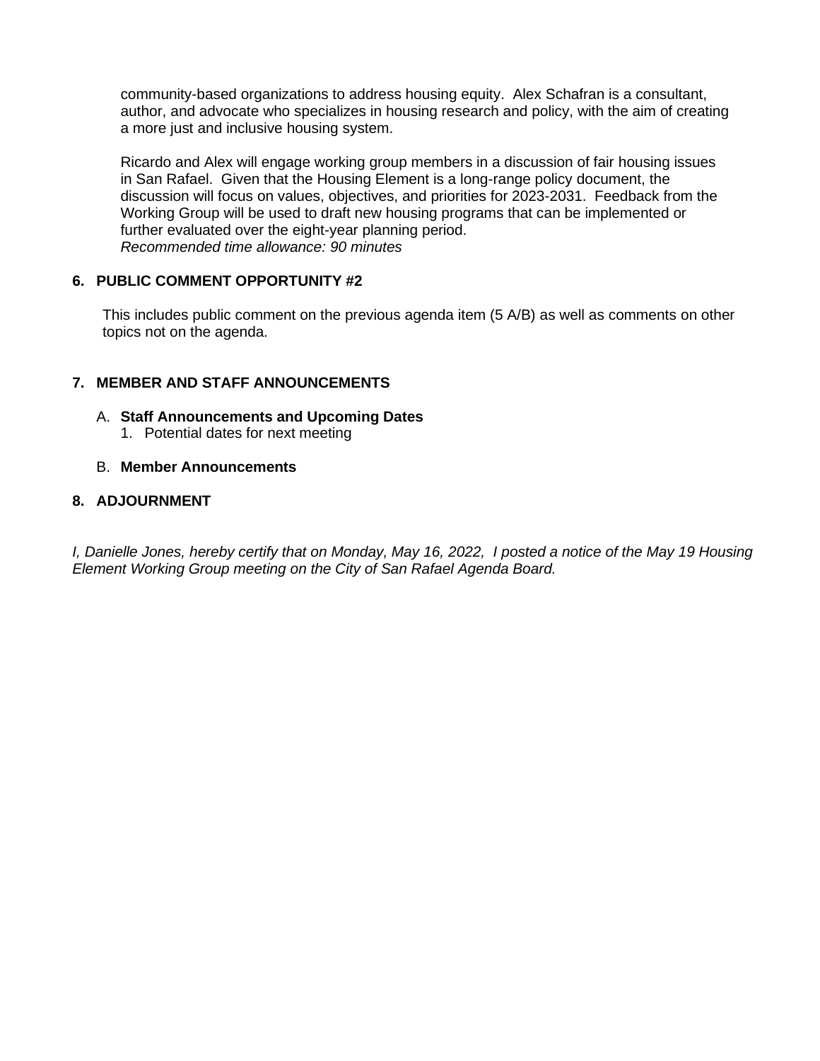community-based organizations to address housing equity.  Alex Schafran is a consultant, author, and advocate who specializes in housing research and policy, with the aim of creating a more just and inclusive housing system.

Ricardo and Alex will engage working group members in a discussion of fair housing issues in San Rafael.  Given that the Housing Element is a long-range policy document, the discussion will focus on values, objectives, and priorities for 2023-2031.  Feedback from the Working Group will be used to draft new housing programs that can be implemented or further evaluated over the eight-year planning period.
*Recommended time allowance: 90 minutes*

**6. PUBLIC COMMENT OPPORTUNITY #2**

This includes public comment on the previous agenda item (5 A/B) as well as comments on other topics not on the agenda.

**7. MEMBER AND STAFF ANNOUNCEMENTS**

A. **Staff Announcements and Upcoming Dates**
   1. Potential dates for next meeting

B. **Member Announcements**

**8. ADJOURNMENT**

*I, Danielle Jones, hereby certify that on Monday, May 16, 2022,  I posted a notice of the May 19 Housing Element Working Group meeting on the City of San Rafael Agenda Board.*